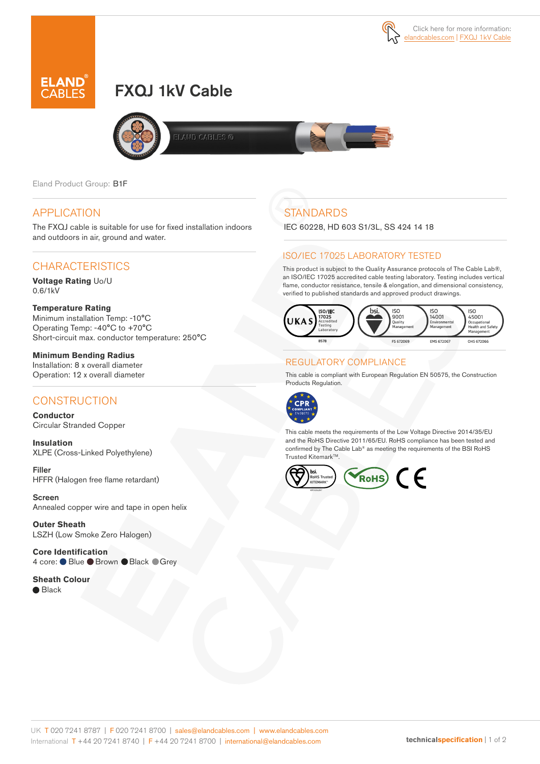Click here for more information: elandcables.com | FXQJ 1kV Cable

# FXQJ 1kV Cable

Eland Product Group: B1F

## APPLICATION

The FXQJ cable is suitable for use for fixed installation indoors and outdoors in air, ground and water.

## CHARACTERISTICS

**Voltage Rating** Uo/U
0.6/1kV

**Temperature Rating**
Minimum installation Temp: -10°C
Operating Temp: -40°C to +70°C
Short-circuit max. conductor temperature: 250°C

**Minimum Bending Radius**
Installation: 8 x overall diameter
Operation: 12 x overall diameter

## CONSTRUCTION

**Conductor**
Circular Stranded Copper

**Insulation**
XLPE (Cross-Linked Polyethylene)

**Filler**
HFFR (Halogen free flame retardant)

**Screen**
Annealed copper wire and tape in open helix

**Outer Sheath**
LSZH (Low Smoke Zero Halogen)

**Core Identification**
4 core: ● Blue ● Brown ● Black ● Grey

**Sheath Colour**
● Black

## STANDARDS

IEC 60228, HD 603 S1/3L, SS 424 14 18

## ISO/IEC 17025 LABORATORY TESTED

This product is subject to the Quality Assurance protocols of The Cable Lab®, an ISO/IEC 17025 accredited cable testing laboratory. Testing includes vertical flame, conductor resistance, tensile & elongation, and dimensional consistency, verified to published standards and approved product drawings.

UKAS ISO/IEC 17025 Accredited Testing Laboratory 8578 | bsi. ISO 9001 Quality Management FS 672069 | ISO 14001 Environmental Management EMS 672067 | ISO 45001 Occupational Health and Safety Management OHS 672066

## REGULATORY COMPLIANCE

This cable is compliant with European Regulation EN 50575, the Construction Products Regulation.

CPR COMPLIANT EN 50575

This cable meets the requirements of the Low Voltage Directive 2014/35/EU and the RoHS Directive 2011/65/EU. RoHS compliance has been tested and confirmed by The Cable Lab® as meeting the requirements of the BSI RoHS Trusted Kitemark™.

UK T 020 7241 8787 | F 020 7241 8700 | sales@elandcables.com | www.elandcables.com
International T +44 20 7241 8740 | F +44 20 7241 8700 | international@elandcables.com

technicalspecification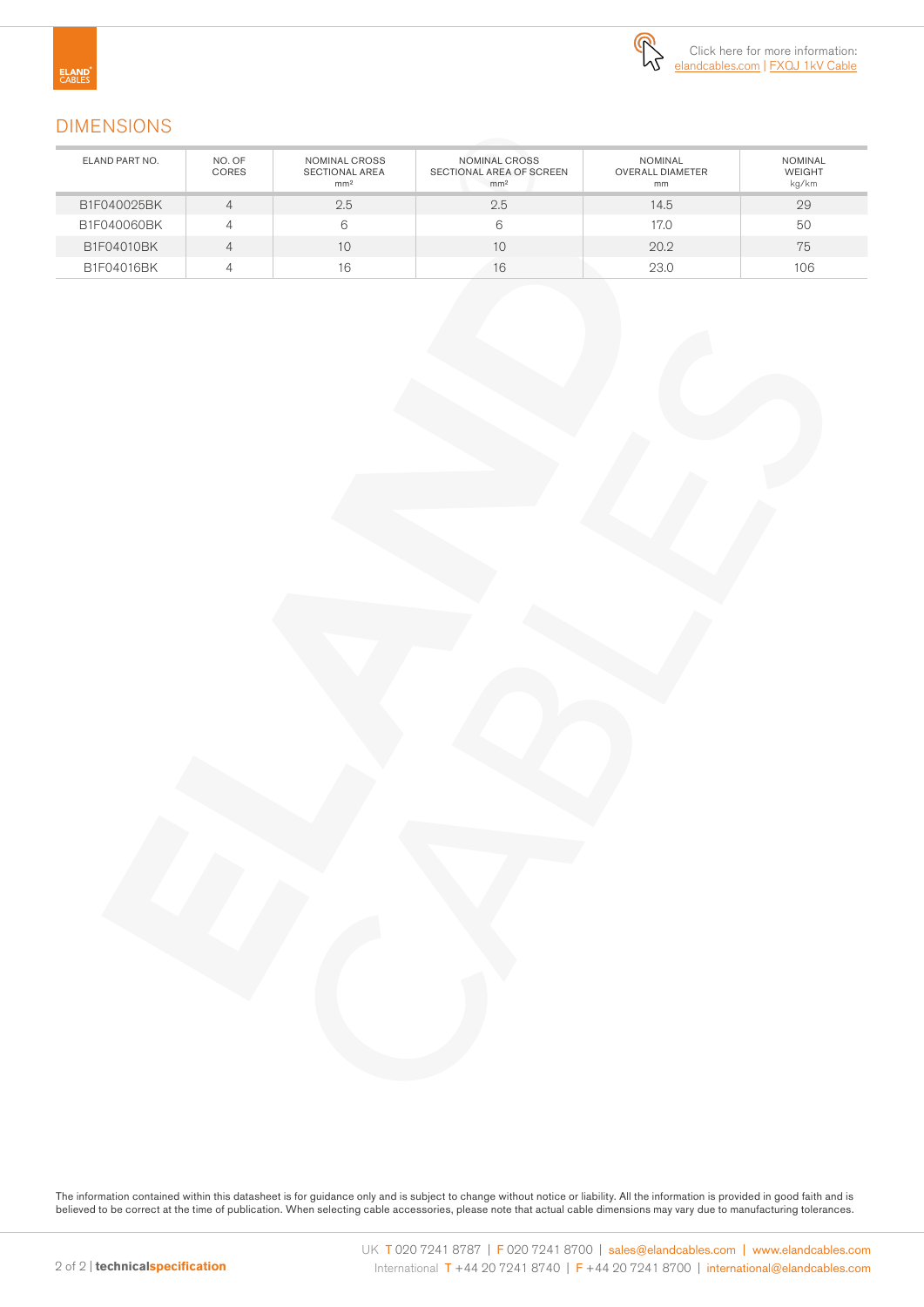Click here for more information: elandcables.com | FXQJ 1kV Cable

## DIMENSIONS

| ELAND PART NO. | NO. OF CORES | NOMINAL CROSS SECTIONAL AREA mm² | NOMINAL CROSS SECTIONAL AREA OF SCREEN mm² | NOMINAL OVERALL DIAMETER mm | NOMINAL WEIGHT kg/km |
|---|---|---|---|---|---|
| B1F040025BK | 4 | 2.5 | 2.5 | 14.5 | 29 |
| B1F040060BK | 4 | 6 | 6 | 17.0 | 50 |
| B1F04010BK | 4 | 10 | 10 | 20.2 | 75 |
| B1F04016BK | 4 | 16 | 16 | 23.0 | 106 |

The information contained within this datasheet is for guidance only and is subject to change without notice or liability. All the information is provided in good faith and is believed to be correct at the time of publication. When selecting cable accessories, please note that actual cable dimensions may vary due to manufacturing tolerances.

UK T 020 7241 8787 | F 020 7241 8700 | sales@elandcables.com | www.elandcables.com
International T +44 20 7241 8740 | F +44 20 7241 8700 | international@elandcables.com